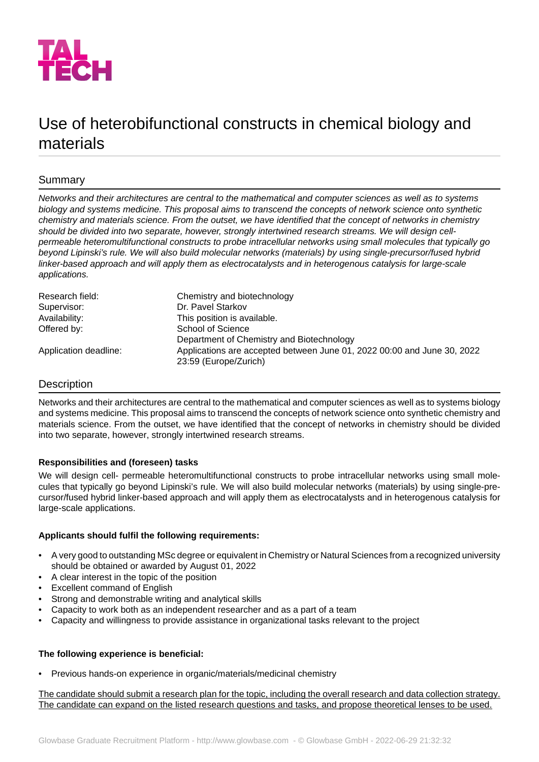TAL TECH

# Use of heterobifunctional constructs in chemical biology and materials

## Summary

*Networks and their architectures are central to the mathematical and computer sciences as well as to systems biology and systems medicine. This proposal aims to transcend the concepts of network science onto synthetic chemistry and materials science. From the outset, we have identified that the concept of networks in chemistry should be divided into two separate, however, strongly intertwined research streams. We will design cell-permeable heteromultifunctional constructs to probe intracellular networks using small molecules that typically go beyond Lipinski's rule. We will also build molecular networks (materials) by using single-precursor/fused hybrid linker-based approach and will apply them as electrocatalysts and in heterogenous catalysis for large-scale applications.*

| | |
|---|---|
| Research field: | Chemistry and biotechnology |
| Supervisor: | Dr. Pavel Starkov |
| Availability: | This position is available. |
| Offered by: | School of Science<br>Department of Chemistry and Biotechnology |
| Application deadline: | Applications are accepted between June 01, 2022 00:00 and June 30, 2022 23:59 (Europe/Zurich) |

## Description

Networks and their architectures are central to the mathematical and computer sciences as well as to systems biology and systems medicine. This proposal aims to transcend the concepts of network science onto synthetic chemistry and materials science. From the outset, we have identified that the concept of networks in chemistry should be divided into two separate, however, strongly intertwined research streams.

**Responsibilities and (foreseen) tasks**

We will design cell- permeable heteromultifunctional constructs to probe intracellular networks using small molecules that typically go beyond Lipinski's rule. We will also build molecular networks (materials) by using single-precursor/fused hybrid linker-based approach and will apply them as electrocatalysts and in heterogenous catalysis for large-scale applications.

**Applicants should fulfil the following requirements:**

- A very good to outstanding MSc degree or equivalent in Chemistry or Natural Sciences from a recognized university should be obtained or awarded by August 01, 2022
- A clear interest in the topic of the position
- Excellent command of English
- Strong and demonstrable writing and analytical skills
- Capacity to work both as an independent researcher and as a part of a team
- Capacity and willingness to provide assistance in organizational tasks relevant to the project

**The following experience is beneficial:**

- Previous hands-on experience in organic/materials/medicinal chemistry

The candidate should submit a research plan for the topic, including the overall research and data collection strategy. The candidate can expand on the listed research questions and tasks, and propose theoretical lenses to be used.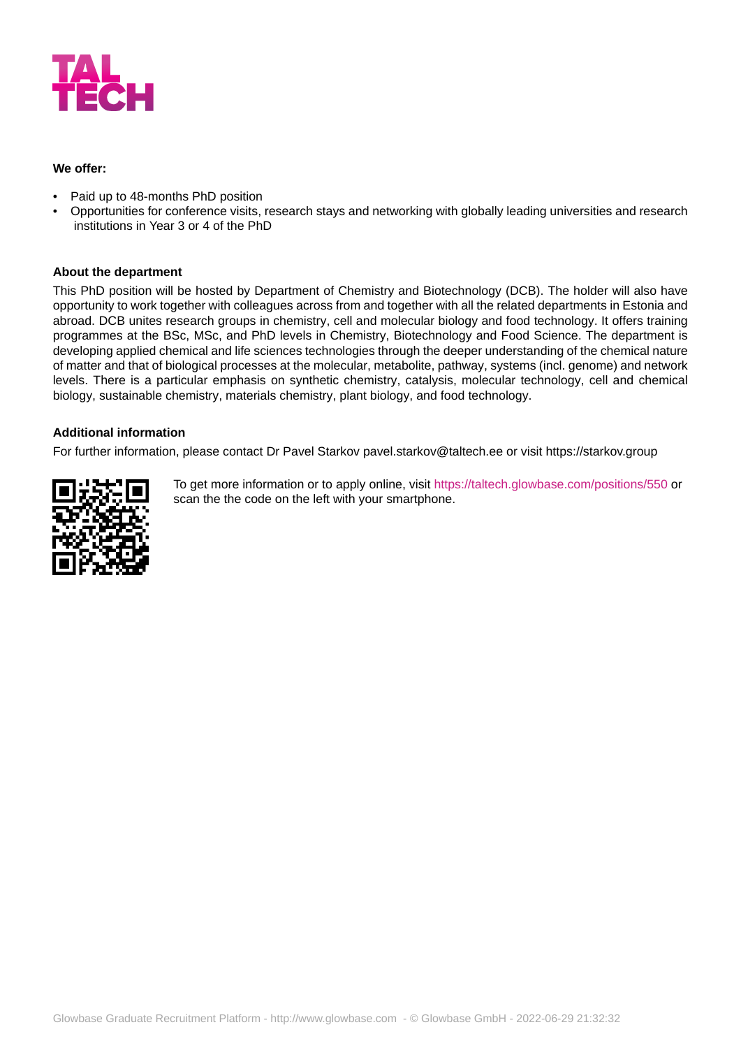**We offer:**

- Paid up to 48-months PhD position
- Opportunities for conference visits, research stays and networking with globally leading universities and research institutions in Year 3 or 4 of the PhD

**About the department**

This PhD position will be hosted by Department of Chemistry and Biotechnology (DCB). The holder will also have opportunity to work together with colleagues across from and together with all the related departments in Estonia and abroad. DCB unites research groups in chemistry, cell and molecular biology and food technology. It offers training programmes at the BSc, MSc, and PhD levels in Chemistry, Biotechnology and Food Science. The department is developing applied chemical and life sciences technologies through the deeper understanding of the chemical nature of matter and that of biological processes at the molecular, metabolite, pathway, systems (incl. genome) and network levels. There is a particular emphasis on synthetic chemistry, catalysis, molecular technology, cell and chemical biology, sustainable chemistry, materials chemistry, plant biology, and food technology.

**Additional information**

For further information, please contact Dr Pavel Starkov pavel.starkov@taltech.ee or visit https://starkov.group

To get more information or to apply online, visit https://taltech.glowbase.com/positions/550 or scan the the code on the left with your smartphone.